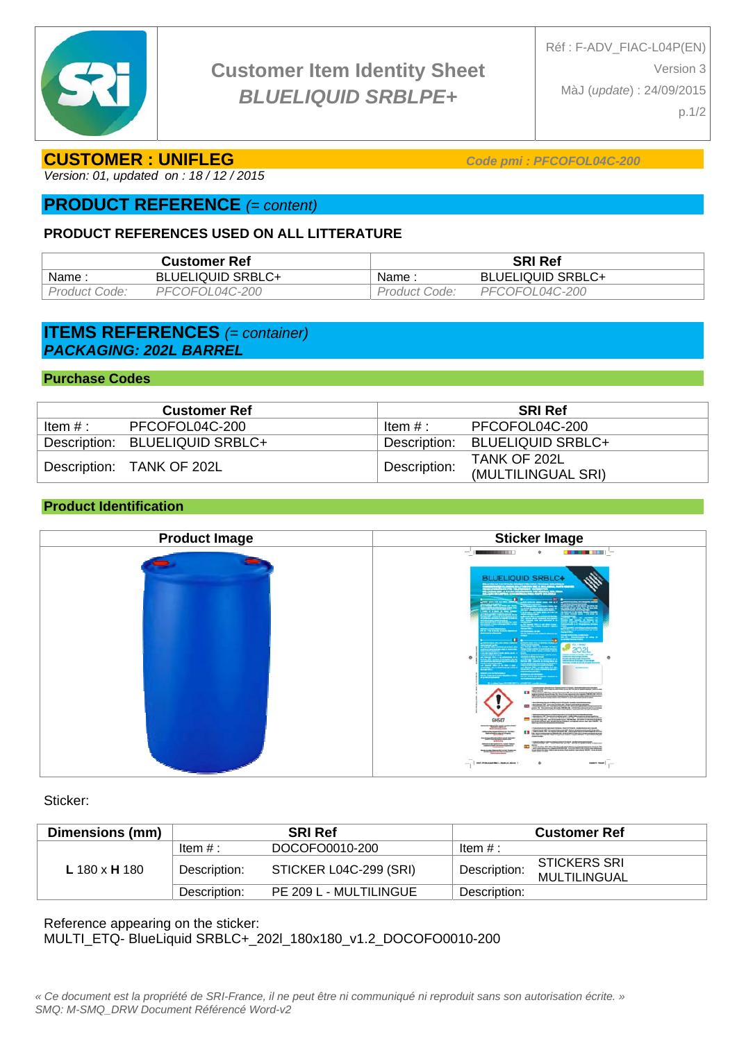| | Customer Item Identity Sheet<br>*BLUELIQUID SRBLPE+* | Réf : F-ADV_FIAC-L04P(EN)<br>Version 3<br>MàJ (*update*) : 24/09/2015<br>p.1/2 |
|---|---|---|

## CUSTOMER : UNIFLEG

***Code pmi : PFCOFOL04C-200***

*Version: 01, updated on : 18 / 12 / 2015*

## PRODUCT REFERENCE *(= content)*

### PRODUCT REFERENCES USED ON ALL LITTERATURE

| Customer Ref | | SRI Ref | |
|---|---|---|---|
| Name : | BLUELIQUID SRBLC+ | Name : | BLUELIQUID SRBLC+ |
| *Product Code:* | *PFCOFOL04C-200* | *Product Code:* | *PFCOFOL04C-200* |

## ITEMS REFERENCES *(= container)*

***PACKAGING: 202L BARREL***

### Purchase Codes

| Customer Ref | | SRI Ref | |
|---|---|---|---|
| Item # : | PFCOFOL04C-200 | Item # : | PFCOFOL04C-200 |
| Description: | BLUELIQUID SRBLC+ | Description: | BLUELIQUID SRBLC+ |
| Description: | TANK OF 202L | Description: | TANK OF 202L (MULTILINGUAL SRI) |

### Product Identification

| Product Image | Sticker Image |
|---|---|
| | |

Sticker:

| Dimensions (mm) | SRI Ref | | Customer Ref | |
|---|---|---|---|---|
| **L** 180 x **H** 180 | Item # : | DOCOFO0010-200 | Item # : | |
| | Description: | STICKER L04C-299 (SRI) | Description: | STICKERS SRI MULTILINGUAL |
| | Description: | PE 209 L - MULTILINGUE | Description: | |

Reference appearing on the sticker:
MULTI_ETQ- BlueLiquid SRBLC+_202l_180x180_v1.2_DOCOFO0010-200

*« Ce document est la propriété de SRI-France, il ne peut être ni communiqué ni reproduit sans son autorisation écrite. »*
*SMQ: M-SMQ_DRW Document Référencé Word-v2*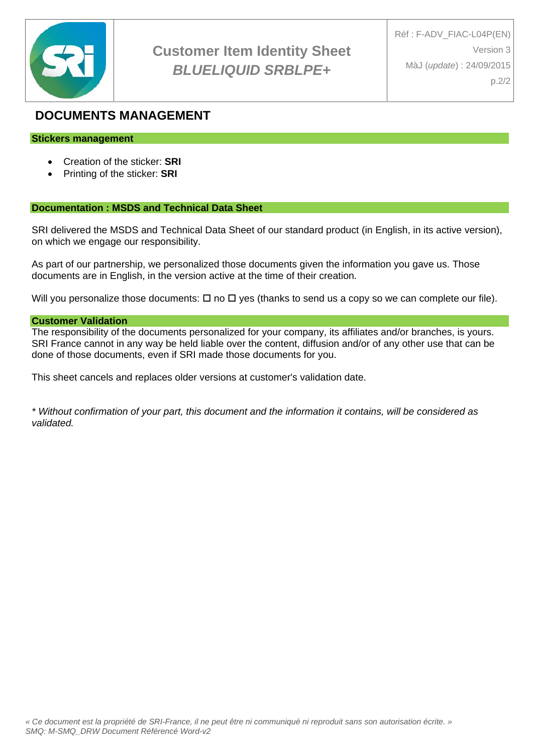## DOCUMENTS MANAGEMENT

### Stickers management

- Creation of the sticker: **SRI**
- Printing of the sticker: **SRI**

### Documentation : MSDS and Technical Data Sheet

SRI delivered the MSDS and Technical Data Sheet of our standard product (in English, in its active version), on which we engage our responsibility.

As part of our partnership, we personalized those documents given the information you gave us. Those documents are in English, in the version active at the time of their creation.

Will you personalize those documents: ☐ no ☐ yes (thanks to send us a copy so we can complete our file).

### Customer Validation

The responsibility of the documents personalized for your company, its affiliates and/or branches, is yours. SRI France cannot in any way be held liable over the content, diffusion and/or of any other use that can be done of those documents, even if SRI made those documents for you.

This sheet cancels and replaces older versions at customer's validation date.

*\* Without confirmation of your part, this document and the information it contains, will be considered as validated.*